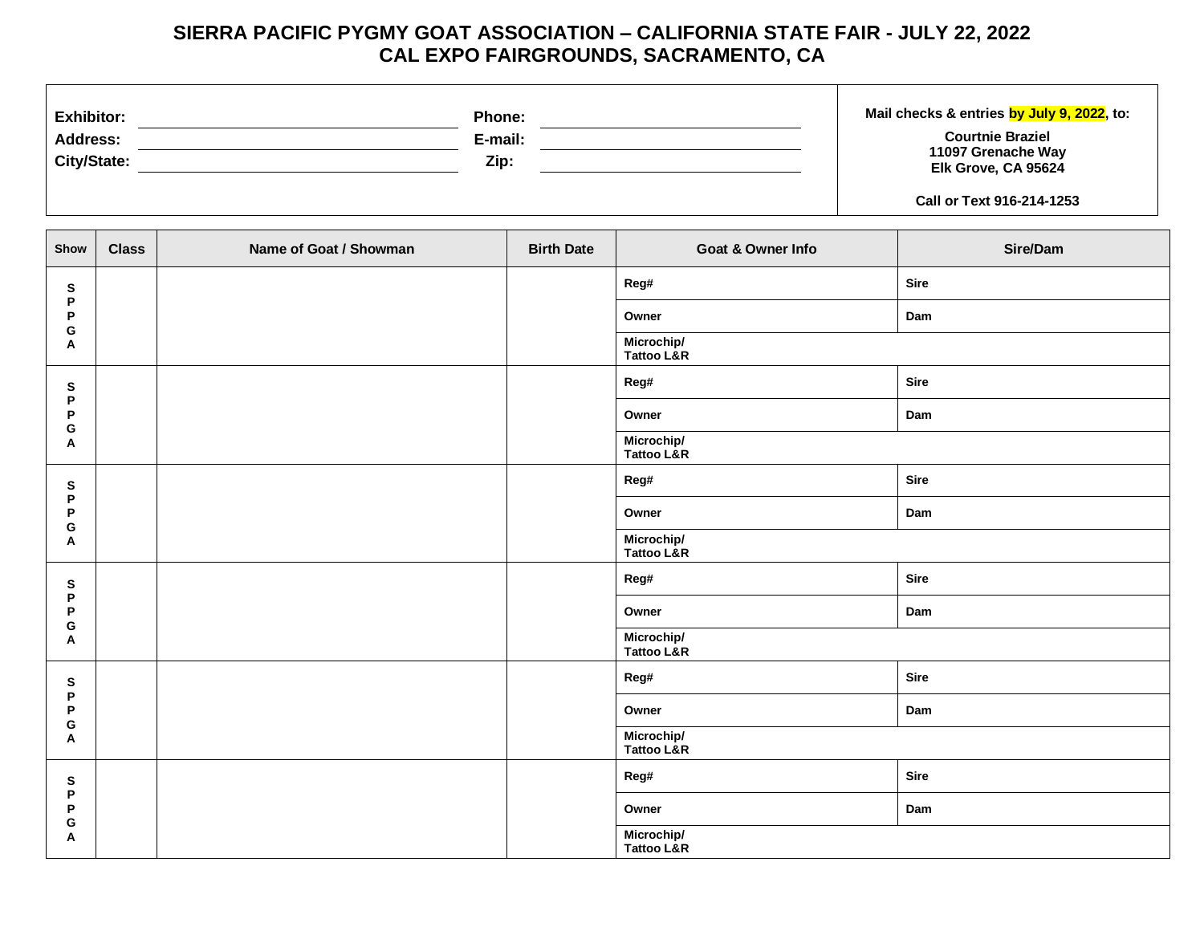# SIERRA PACIFIC PYGMY GOAT ASSOCIATION – CALIFORNIA STATE FAIR - JULY 22, 2022
# CAL EXPO FAIRGROUNDS, SACRAMENTO, CA

| | | | | |
|---|---|---|---|---|
| **Exhibitor:** | | **Phone:** | | **Mail checks & entries by July 9, 2022, to:** |
| **Address:** | | **E-mail:** | | **Courtnie Braziel**<br>**11097 Grenache Way**<br>**Elk Grove, CA 95624** |
| **City/State:** | | **Zip:** | | **Call or Text 916-214-1253** |

| Show | Class | Name of Goat / Showman | Birth Date | Goat & Owner Info | Sire/Dam |
|---|---|---|---|---|---|
| SPPGA | | | | Reg# | Sire |
| | | | | Owner | Dam |
| | | | | Microchip/ Tattoo L&R | |
| SPPGA | | | | Reg# | Sire |
| | | | | Owner | Dam |
| | | | | Microchip/ Tattoo L&R | |
| SPPGA | | | | Reg# | Sire |
| | | | | Owner | Dam |
| | | | | Microchip/ Tattoo L&R | |
| SPPGA | | | | Reg# | Sire |
| | | | | Owner | Dam |
| | | | | Microchip/ Tattoo L&R | |
| SPPGA | | | | Reg# | Sire |
| | | | | Owner | Dam |
| | | | | Microchip/ Tattoo L&R | |
| SPPGA | | | | Reg# | Sire |
| | | | | Owner | Dam |
| | | | | Microchip/ Tattoo L&R | |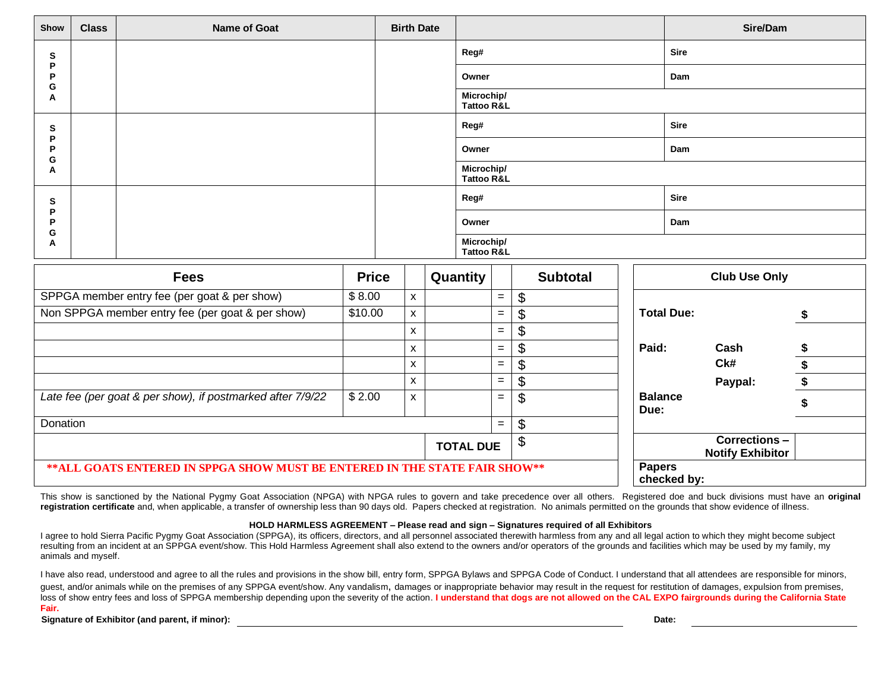| Show | Class | Name of Goat | Birth Date | | Sire/Dam |
|---|---|---|---|---|---|
| SPPGA | | | | Reg# | Sire |
| | | | | Owner | Dam |
| | | | | Microchip/ Tattoo R&L | |
| SPPGA | | | | Reg# | Sire |
| | | | | Owner | Dam |
| | | | | Microchip/ Tattoo R&L | |
| SPPGA | | | | Reg# | Sire |
| | | | | Owner | Dam |
| | | | | Microchip/ Tattoo R&L | |

| Fees | Price | | Quantity | | Subtotal |
|---|---|---|---|---|---|
| SPPGA member entry fee (per goat & per show) | $ 8.00 | x | | = | $ |
| Non SPPGA member entry fee (per goat & per show) | $10.00 | x | | = | $ |
| | | x | | = | $ |
| | | x | | = | $ |
| | | x | | = | $ |
| | | x | | = | $ |
| *Late fee (per goat & per show), if postmarked after 7/9/22* | $ 2.00 | x | | = | $ |
| Donation | | | | = | $ |
| | | | **TOTAL DUE** | | $ |

**\*\*ALL GOATS ENTERED IN SPPGA SHOW MUST BE ENTERED IN THE STATE FAIR SHOW\*\***

| Club Use Only | | |
|---|---|---|
| **Total Due:** | | **$** |
| **Paid:** | **Cash** | **$** |
| | **Ck#** | **$** |
| | **Paypal:** | **$** |
| **Balance Due:** | | **$** |
| | **Corrections – Notify Exhibitor** | |
| **Papers checked by:** | | |

This show is sanctioned by the National Pygmy Goat Association (NPGA) with NPGA rules to govern and take precedence over all others. Registered doe and buck divisions must have an **original registration certificate** and, when applicable, a transfer of ownership less than 90 days old. Papers checked at registration. No animals permitted on the grounds that show evidence of illness.

**HOLD HARMLESS AGREEMENT – Please read and sign – Signatures required of all Exhibitors**

I agree to hold Sierra Pacific Pygmy Goat Association (SPPGA), its officers, directors, and all personnel associated therewith harmless from any and all legal action to which they might become subject resulting from an incident at an SPPGA event/show. This Hold Harmless Agreement shall also extend to the owners and/or operators of the grounds and facilities which may be used by my family, my animals and myself.

I have also read, understood and agree to all the rules and provisions in the show bill, entry form, SPPGA Bylaws and SPPGA Code of Conduct. I understand that all attendees are responsible for minors, guest, and/or animals while on the premises of any SPPGA event/show. Any vandalism, damages or inappropriate behavior may result in the request for restitution of damages, expulsion from premises, loss of show entry fees and loss of SPPGA membership depending upon the severity of the action. **I understand that dogs are not allowed on the CAL EXPO fairgrounds during the California State Fair.**

**Signature of Exhibitor (and parent, if minor):** ______________________________ **Date:** ______________